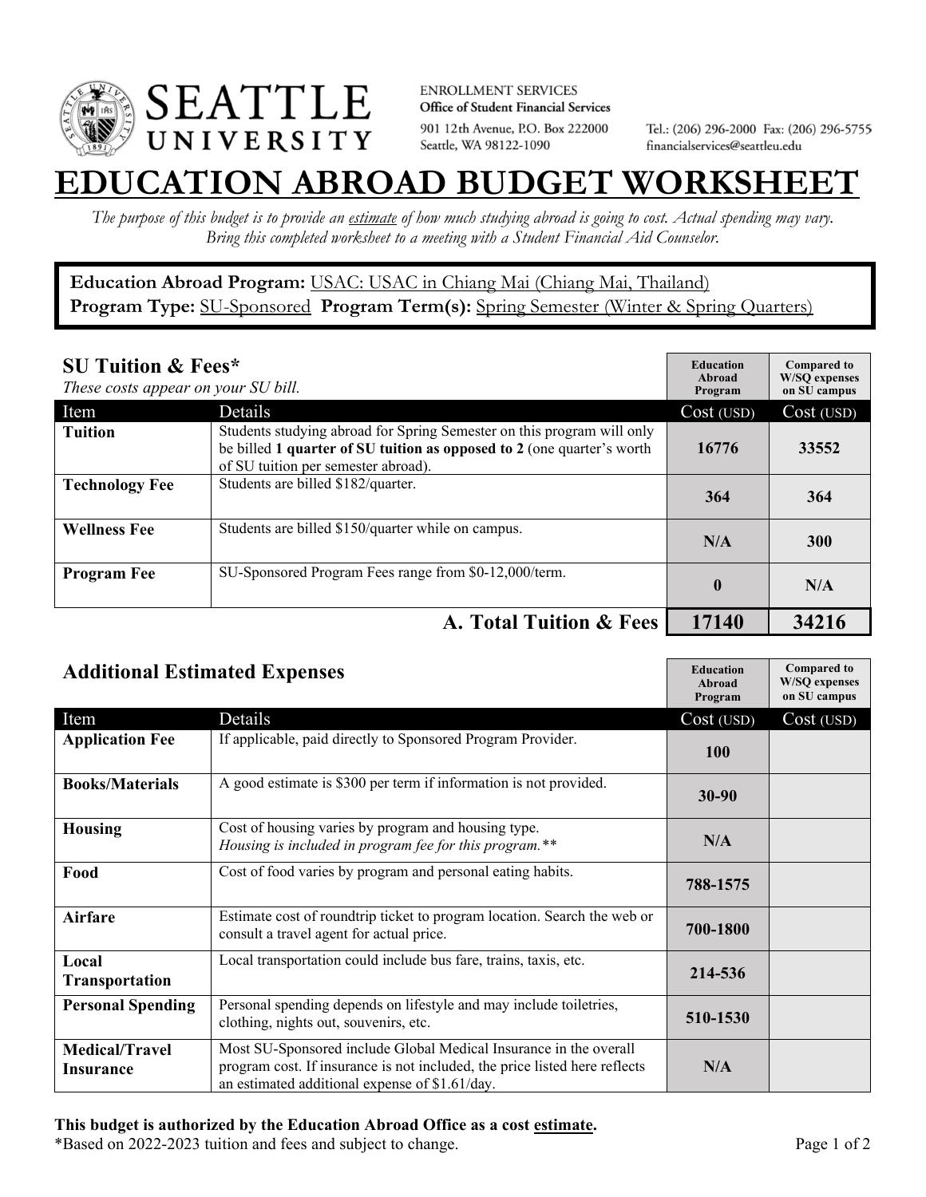SEATTLE UNIVERSITY

ENROLLMENT SERVICES
**Office of Student Financial Services**
901 12th Avenue, P.O. Box 222000
Seattle, WA 98122-1090

Tel.: (206) 296-2000 Fax: (206) 296-5755
financialservices@seattleu.edu

# EDUCATION ABROAD BUDGET WORKSHEET

*The purpose of this budget is to provide an estimate of how much studying abroad is going to cost. Actual spending may vary. Bring this completed worksheet to a meeting with a Student Financial Aid Counselor.*

**Education Abroad Program:** USAC: USAC in Chiang Mai (Chiang Mai, Thailand)
**Program Type:** SU-Sponsored **Program Term(s):** Spring Semester (Winter & Spring Quarters)

## SU Tuition & Fees*

*These costs appear on your SU bill.*

| | | Education Abroad Program | Compared to W/SQ expenses on SU campus |
|---|---|---|---|
| Item | Details | Cost (USD) | Cost (USD) |
| **Tuition** | Students studying abroad for Spring Semester on this program will only be billed **1 quarter of SU tuition as opposed to 2** (one quarter's worth of SU tuition per semester abroad). | 16776 | 33552 |
| **Technology Fee** | Students are billed $182/quarter. | 364 | 364 |
| **Wellness Fee** | Students are billed $150/quarter while on campus. | N/A | 300 |
| **Program Fee** | SU-Sponsored Program Fees range from $0-12,000/term. | 0 | N/A |
| | **A. Total Tuition & Fees** | **17140** | **34216** |

## Additional Estimated Expenses

| | | Education Abroad Program | Compared to W/SQ expenses on SU campus |
|---|---|---|---|
| Item | Details | Cost (USD) | Cost (USD) |
| **Application Fee** | If applicable, paid directly to Sponsored Program Provider. | 100 | |
| **Books/Materials** | A good estimate is $300 per term if information is not provided. | 30-90 | |
| **Housing** | Cost of housing varies by program and housing type. *Housing is included in program fee for this program.*** | N/A | |
| **Food** | Cost of food varies by program and personal eating habits. | 788-1575 | |
| **Airfare** | Estimate cost of roundtrip ticket to program location. Search the web or consult a travel agent for actual price. | 700-1800 | |
| **Local Transportation** | Local transportation could include bus fare, trains, taxis, etc. | 214-536 | |
| **Personal Spending** | Personal spending depends on lifestyle and may include toiletries, clothing, nights out, souvenirs, etc. | 510-1530 | |
| **Medical/Travel Insurance** | Most SU-Sponsored include Global Medical Insurance in the overall program cost. If insurance is not included, the price listed here reflects an estimated additional expense of $1.61/day. | N/A | |

**This budget is authorized by the Education Abroad Office as a cost estimate.**
*Based on 2022-2023 tuition and fees and subject to change.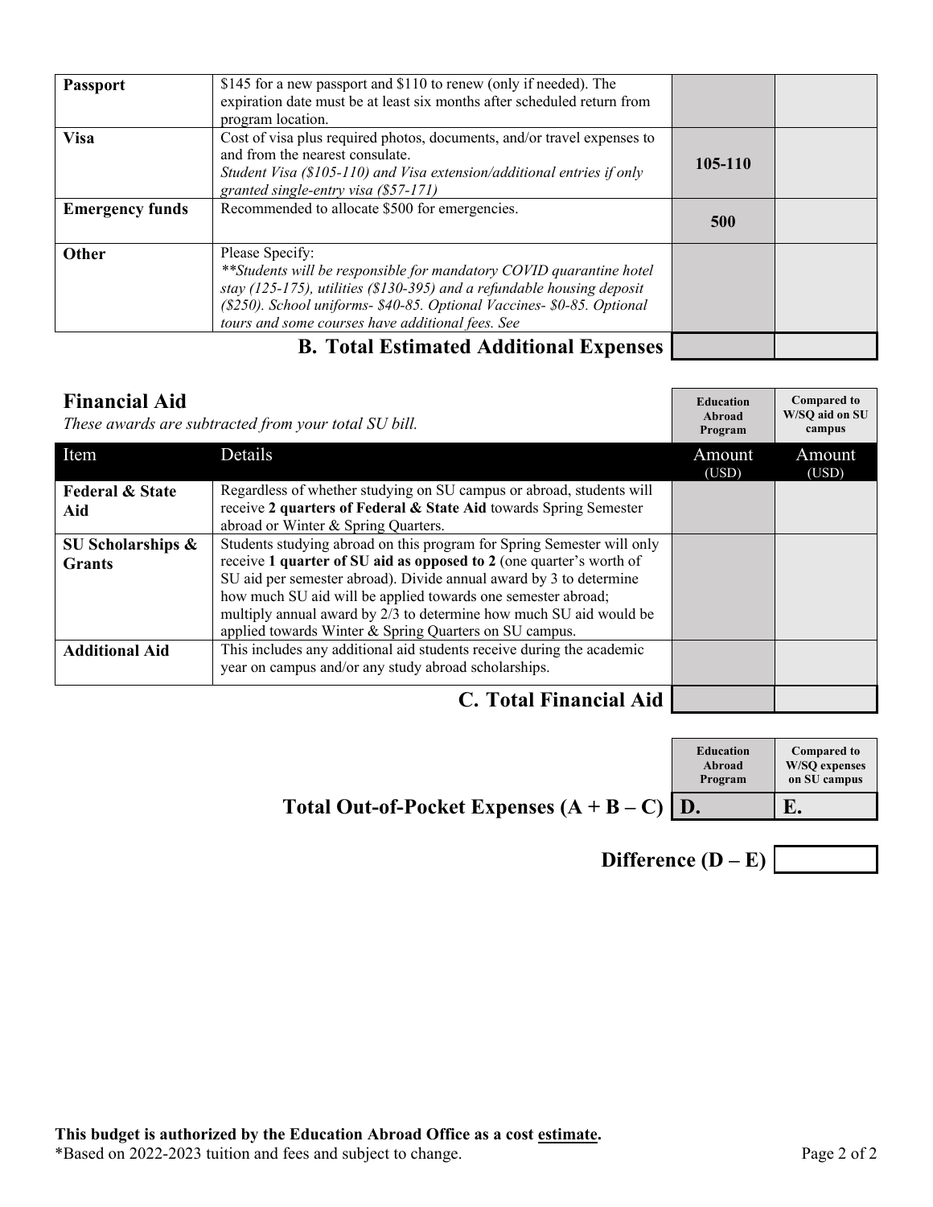| | | | |
|---|---|---|---|
| **Passport** | $145 for a new passport and $110 to renew (only if needed). The expiration date must be at least six months after scheduled return from program location. | | |
| **Visa** | Cost of visa plus required photos, documents, and/or travel expenses to and from the nearest consulate. *Student Visa ($105-110) and Visa extension/additional entries if only granted single-entry visa ($57-171)* | **105-110** | |
| **Emergency funds** | Recommended to allocate $500 for emergencies. | **500** | |
| **Other** | Please Specify: ***Students will be responsible for mandatory COVID quarantine hotel stay (125-175), utilities ($130-395) and a refundable housing deposit ($250). School uniforms- $40-85. Optional Vaccines- $0-85. Optional tours and some courses have additional fees. See* | | |
| | **B. Total Estimated Additional Expenses** | | |

## Financial Aid

*These awards are subtracted from your total SU bill.*

| | | **Education Abroad Program** | **Compared to W/SQ aid on SU campus** |
|---|---|---|---|
| Item | Details | Amount (USD) | Amount (USD) |
| **Federal & State Aid** | Regardless of whether studying on SU campus or abroad, students will receive **2 quarters of Federal & State Aid** towards Spring Semester abroad or Winter & Spring Quarters. | | |
| **SU Scholarships & Grants** | Students studying abroad on this program for Spring Semester will only receive **1 quarter of SU aid as opposed to 2** (one quarter's worth of SU aid per semester abroad). Divide annual award by 3 to determine how much SU aid will be applied towards one semester abroad; multiply annual award by 2/3 to determine how much SU aid would be applied towards Winter & Spring Quarters on SU campus. | | |
| **Additional Aid** | This includes any additional aid students receive during the academic year on campus and/or any study abroad scholarships. | | |
| | **C. Total Financial Aid** | | |

| | **Education Abroad Program** | **Compared to W/SQ expenses on SU campus** |
|---|---|---|
| **Total Out-of-Pocket Expenses (A + B – C)** | **D.** | **E.** |

| | |
|---|---|
| **Difference (D – E)** | |

**This budget is authorized by the Education Abroad Office as a cost estimate.**

*Based on 2022-2023 tuition and fees and subject to change.